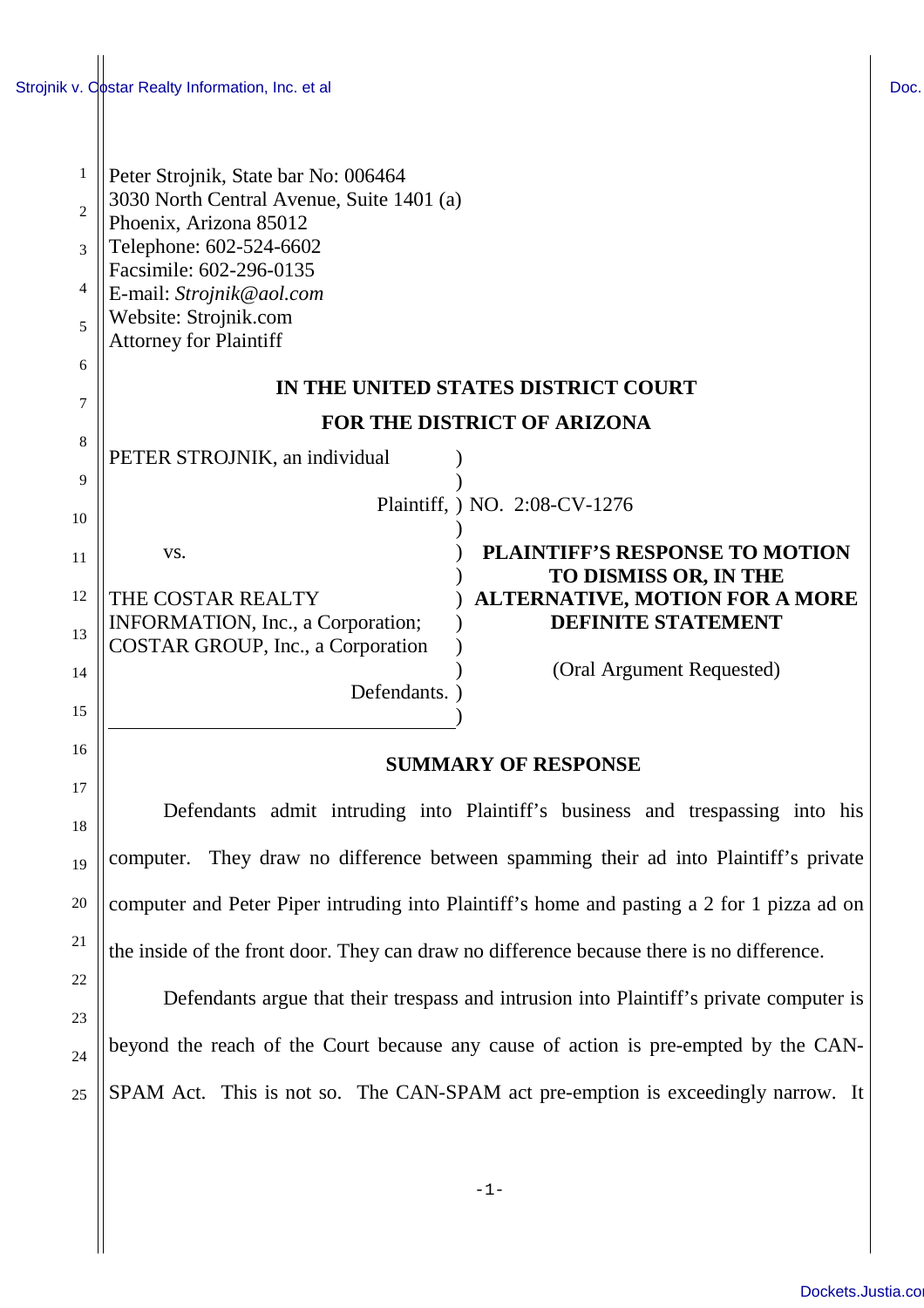Peter Strojnik, State bar No: 006464
3030 North Central Avenue, Suite 1401 (a)
Phoenix, Arizona 85012
Telephone: 602-524-6602
Facsimile: 602-296-0135
E-mail: *Strojnik@aol.com*
Website: Strojnik.com
Attorney for Plaintiff

**IN THE UNITED STATES DISTRICT COURT**

**FOR THE DISTRICT OF ARIZONA**

| | |
|---|---|
| PETER STROJNIK, an individual<br><br>Plaintiff,<br><br>vs.<br><br>THE COSTAR REALTY INFORMATION, Inc., a Corporation; COSTAR GROUP, Inc., a Corporation<br><br>Defendants. | NO. 2:08-CV-1276<br><br>**PLAINTIFF'S RESPONSE TO MOTION TO DISMISS OR, IN THE ALTERNATIVE, MOTION FOR A MORE DEFINITE STATEMENT**<br><br>(Oral Argument Requested) |

## SUMMARY OF RESPONSE

Defendants admit intruding into Plaintiff's business and trespassing into his computer. They draw no difference between spamming their ad into Plaintiff's private computer and Peter Piper intruding into Plaintiff's home and pasting a 2 for 1 pizza ad on the inside of the front door. They can draw no difference because there is no difference.

Defendants argue that their trespass and intrusion into Plaintiff's private computer is beyond the reach of the Court because any cause of action is pre-empted by the CAN-SPAM Act. This is not so. The CAN-SPAM act pre-emption is exceedingly narrow. It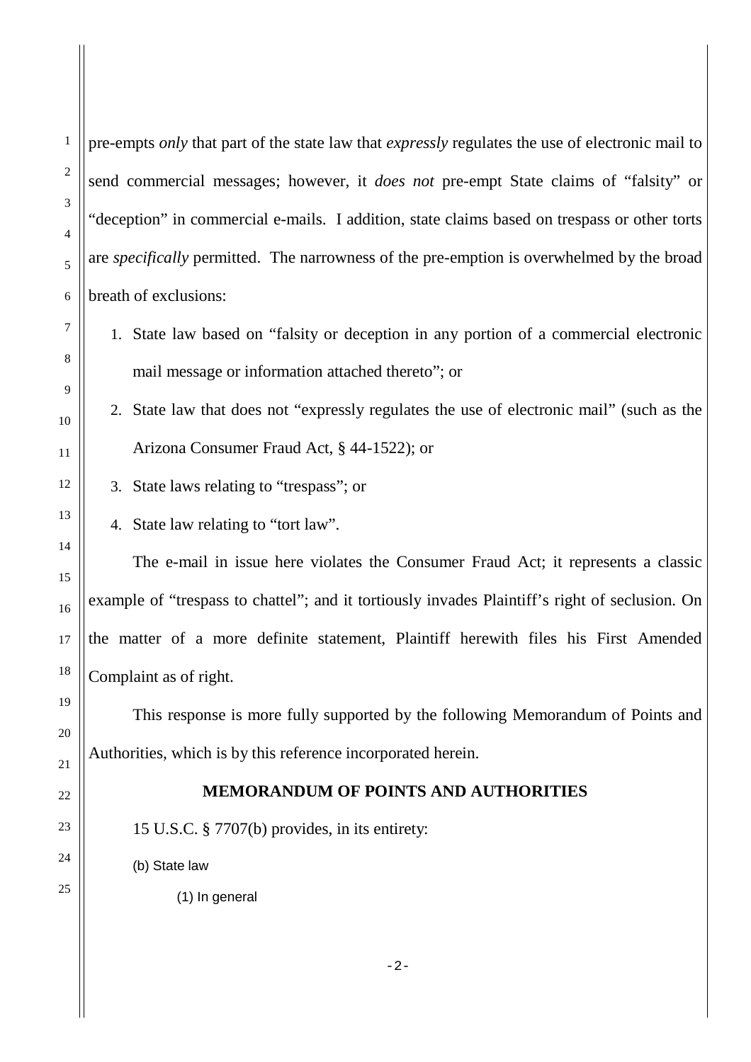pre-empts *only* that part of the state law that *expressly* regulates the use of electronic mail to send commercial messages; however, it *does not* pre-empt State claims of "falsity" or "deception" in commercial e-mails. I addition, state claims based on trespass or other torts are *specifically* permitted. The narrowness of the pre-emption is overwhelmed by the broad breath of exclusions:

1. State law based on "falsity or deception in any portion of a commercial electronic mail message or information attached thereto"; or
2. State law that does not "expressly regulates the use of electronic mail" (such as the Arizona Consumer Fraud Act, § 44-1522); or
3. State laws relating to "trespass"; or
4. State law relating to "tort law".

The e-mail in issue here violates the Consumer Fraud Act; it represents a classic example of "trespass to chattel"; and it tortiously invades Plaintiff's right of seclusion. On the matter of a more definite statement, Plaintiff herewith files his First Amended Complaint as of right.

This response is more fully supported by the following Memorandum of Points and Authorities, which is by this reference incorporated herein.

## MEMORANDUM OF POINTS AND AUTHORITIES

15 U.S.C. § 7707(b) provides, in its entirety:

(b) State law

(1) In general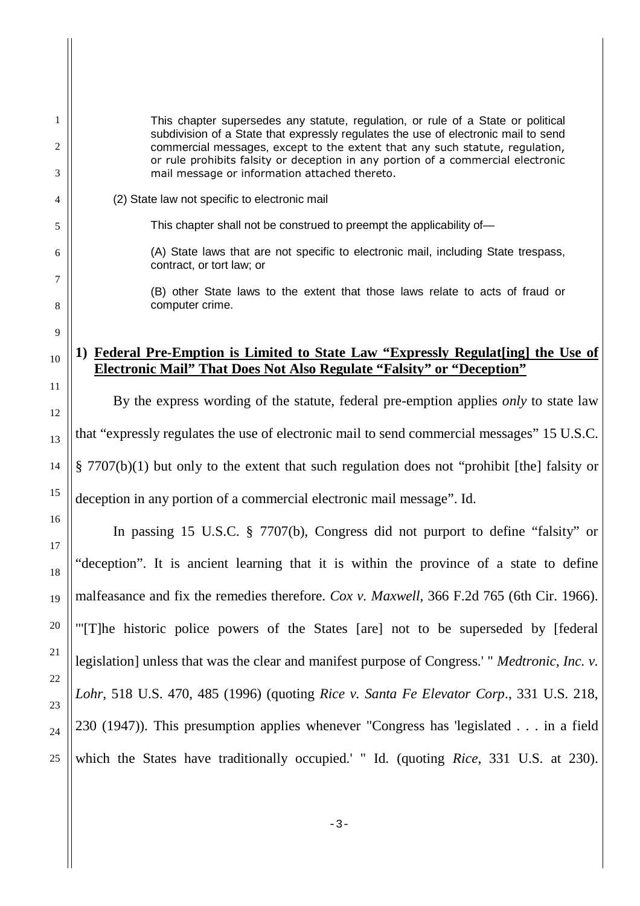> This chapter supersedes any statute, regulation, or rule of a State or political subdivision of a State that expressly regulates the use of electronic mail to send commercial messages, except to the extent that any such statute, regulation, or rule prohibits falsity or deception in any portion of a commercial electronic mail message or information attached thereto.
>
> (2) State law not specific to electronic mail
>
> This chapter shall not be construed to preempt the applicability of—
>
> (A) State laws that are not specific to electronic mail, including State trespass, contract, or tort law; or
>
> (B) other State laws to the extent that those laws relate to acts of fraud or computer crime.

## 1) Federal Pre-Emption is Limited to State Law "Expressly Regulat[ing] the Use of Electronic Mail" That Does Not Also Regulate "Falsity" or "Deception"

By the express wording of the statute, federal pre-emption applies *only* to state law that "expressly regulates the use of electronic mail to send commercial messages" 15 U.S.C. § 7707(b)(1) but only to the extent that such regulation does not "prohibit [the] falsity or deception in any portion of a commercial electronic mail message". Id.

In passing 15 U.S.C. § 7707(b), Congress did not purport to define "falsity" or "deception". It is ancient learning that it is within the province of a state to define malfeasance and fix the remedies therefore. *Cox v. Maxwell*, 366 F.2d 765 (6th Cir. 1966). "'[T]he historic police powers of the States [are] not to be superseded by [federal legislation] unless that was the clear and manifest purpose of Congress.' " *Medtronic, Inc. v. Lohr*, 518 U.S. 470, 485 (1996) (quoting *Rice v. Santa Fe Elevator Corp*., 331 U.S. 218, 230 (1947)). This presumption applies whenever "Congress has 'legislated . . . in a field which the States have traditionally occupied.' " Id. (quoting *Rice*, 331 U.S. at 230).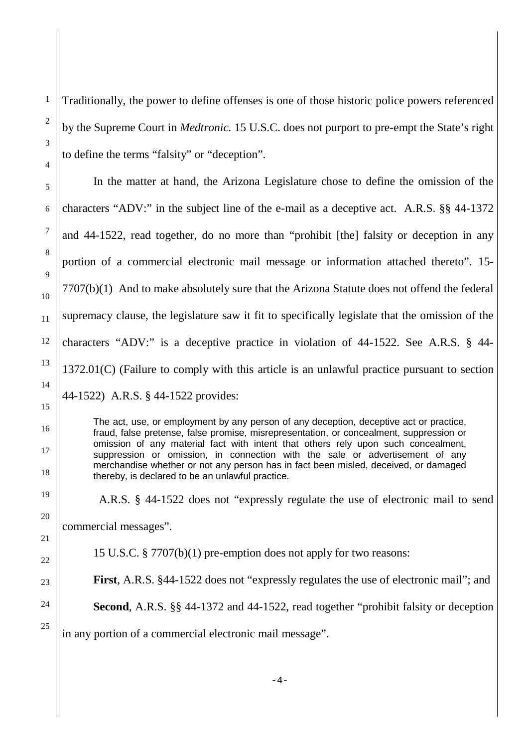Traditionally, the power to define offenses is one of those historic police powers referenced by the Supreme Court in *Medtronic.* 15 U.S.C. does not purport to pre-empt the State's right to define the terms "falsity" or "deception".

In the matter at hand, the Arizona Legislature chose to define the omission of the characters "ADV:" in the subject line of the e-mail as a deceptive act. A.R.S. §§ 44-1372 and 44-1522, read together, do no more than "prohibit [the] falsity or deception in any portion of a commercial electronic mail message or information attached thereto". 15-7707(b)(1) And to make absolutely sure that the Arizona Statute does not offend the federal supremacy clause, the legislature saw it fit to specifically legislate that the omission of the characters "ADV:" is a deceptive practice in violation of 44-1522. See A.R.S. § 44-1372.01(C) (Failure to comply with this article is an unlawful practice pursuant to section 44-1522) A.R.S. § 44-1522 provides:

> The act, use, or employment by any person of any deception, deceptive act or practice, fraud, false pretense, false promise, misrepresentation, or concealment, suppression or omission of any material fact with intent that others rely upon such concealment, suppression or omission, in connection with the sale or advertisement of any merchandise whether or not any person has in fact been misled, deceived, or damaged thereby, is declared to be an unlawful practice.

A.R.S. § 44-1522 does not "expressly regulate the use of electronic mail to send commercial messages".

15 U.S.C. § 7707(b)(1) pre-emption does not apply for two reasons:

**First**, A.R.S. §44-1522 does not "expressly regulates the use of electronic mail"; and

**Second**, A.R.S. §§ 44-1372 and 44-1522, read together "prohibit falsity or deception in any portion of a commercial electronic mail message".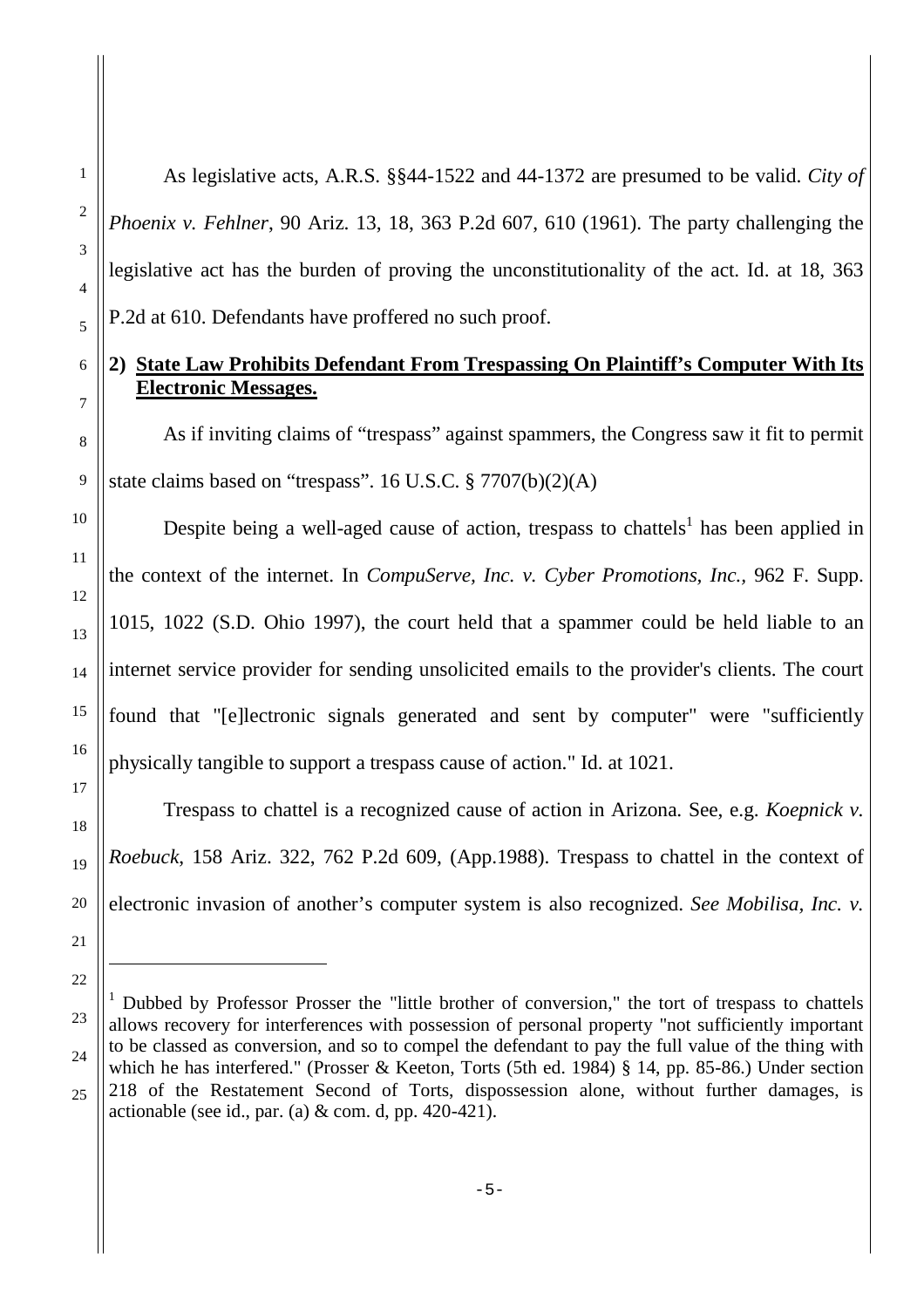As legislative acts, A.R.S. §§44-1522 and 44-1372 are presumed to be valid. *City of Phoenix v. Fehlner*, 90 Ariz. 13, 18, 363 P.2d 607, 610 (1961). The party challenging the legislative act has the burden of proving the unconstitutionality of the act. Id. at 18, 363 P.2d at 610. Defendants have proffered no such proof.

## 2) State Law Prohibits Defendant From Trespassing On Plaintiff's Computer With Its Electronic Messages.

As if inviting claims of "trespass" against spammers, the Congress saw it fit to permit state claims based on "trespass". 16 U.S.C. § 7707(b)(2)(A)

Despite being a well-aged cause of action, trespass to chattels[1] has been applied in the context of the internet. In *CompuServe, Inc. v. Cyber Promotions, Inc.*, 962 F. Supp. 1015, 1022 (S.D. Ohio 1997), the court held that a spammer could be held liable to an internet service provider for sending unsolicited emails to the provider's clients. The court found that "[e]lectronic signals generated and sent by computer" were "sufficiently physically tangible to support a trespass cause of action." Id. at 1021.

Trespass to chattel is a recognized cause of action in Arizona. See, e.g. *Koepnick v. Roebuck*, 158 Ariz. 322, 762 P.2d 609, (App.1988). Trespass to chattel in the context of electronic invasion of another's computer system is also recognized. *See Mobilisa, Inc. v.*

---

[1] Dubbed by Professor Prosser the "little brother of conversion," the tort of trespass to chattels allows recovery for interferences with possession of personal property "not sufficiently important to be classed as conversion, and so to compel the defendant to pay the full value of the thing with which he has interfered." (Prosser & Keeton, Torts (5th ed. 1984) § 14, pp. 85-86.) Under section 218 of the Restatement Second of Torts, dispossession alone, without further damages, is actionable (see id., par. (a) & com. d, pp. 420-421).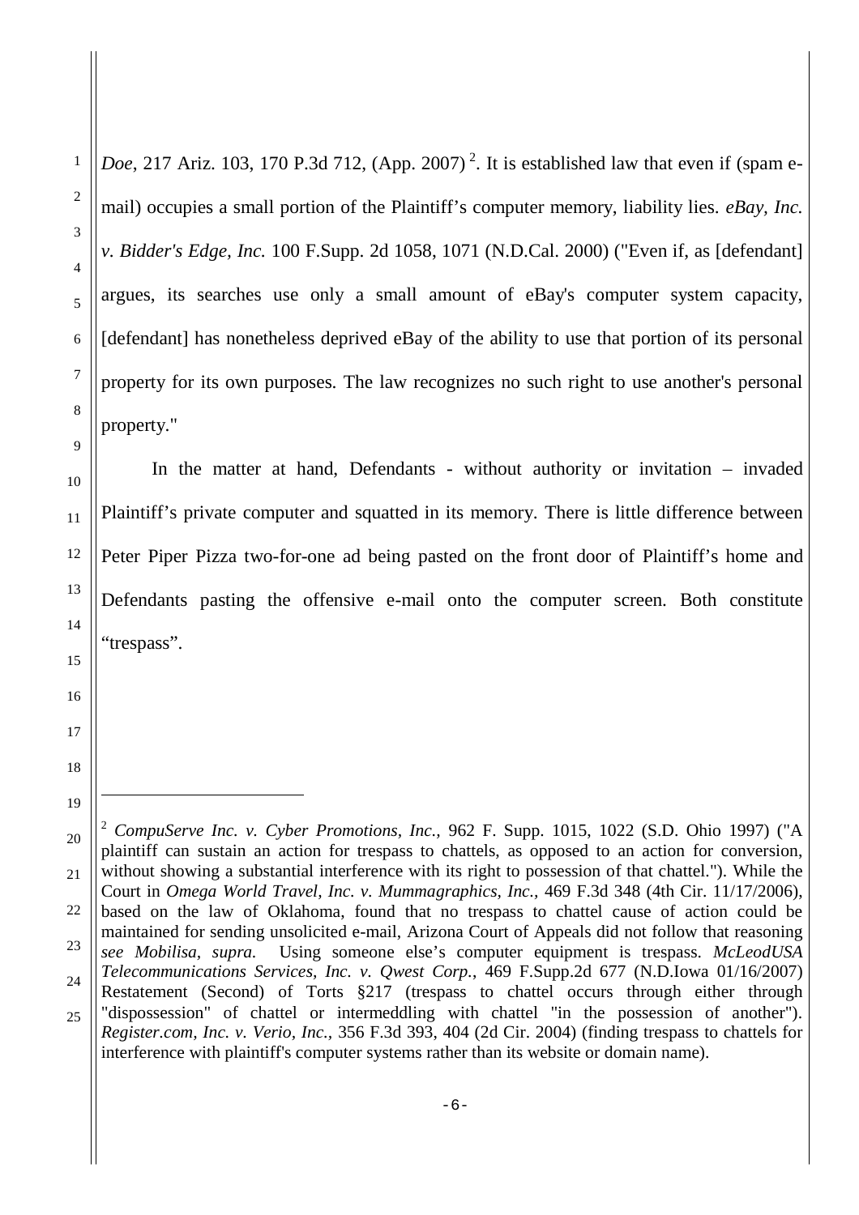*Doe*, 217 Ariz. 103, 170 P.3d 712, (App. 2007) [2]. It is established law that even if (spam e-mail) occupies a small portion of the Plaintiff's computer memory, liability lies. *eBay, Inc. v. Bidder's Edge, Inc.* 100 F.Supp. 2d 1058, 1071 (N.D.Cal. 2000) ("Even if, as [defendant] argues, its searches use only a small amount of eBay's computer system capacity, [defendant] has nonetheless deprived eBay of the ability to use that portion of its personal property for its own purposes. The law recognizes no such right to use another's personal property."

In the matter at hand, Defendants - without authority or invitation – invaded Plaintiff's private computer and squatted in its memory. There is little difference between Peter Piper Pizza two-for-one ad being pasted on the front door of Plaintiff's home and Defendants pasting the offensive e-mail onto the computer screen. Both constitute "trespass".

---

[2] *CompuServe Inc. v. Cyber Promotions, Inc.,* 962 F. Supp. 1015, 1022 (S.D. Ohio 1997) ("A plaintiff can sustain an action for trespass to chattels, as opposed to an action for conversion, without showing a substantial interference with its right to possession of that chattel."). While the Court in *Omega World Travel, Inc. v. Mummagraphics, Inc.,* 469 F.3d 348 (4th Cir. 11/17/2006), based on the law of Oklahoma, found that no trespass to chattel cause of action could be maintained for sending unsolicited e-mail, Arizona Court of Appeals did not follow that reasoning *see Mobilisa, supra.* Using someone else's computer equipment is trespass. *McLeodUSA Telecommunications Services, Inc. v. Qwest Corp.*, 469 F.Supp.2d 677 (N.D.Iowa 01/16/2007) Restatement (Second) of Torts §217 (trespass to chattel occurs through either through "dispossession" of chattel or intermeddling with chattel "in the possession of another"). *Register.com, Inc. v. Verio, Inc.*, 356 F.3d 393, 404 (2d Cir. 2004) (finding trespass to chattels for interference with plaintiff's computer systems rather than its website or domain name).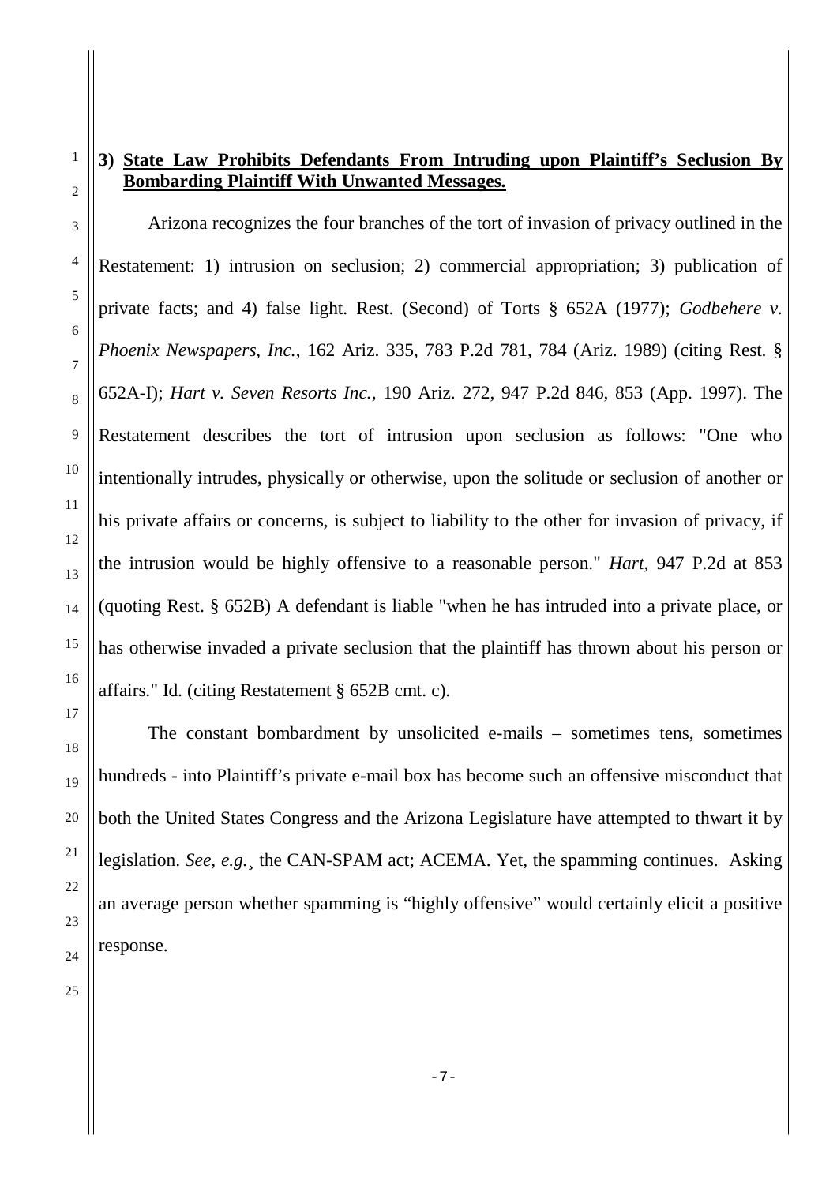**3) <u>State Law Prohibits Defendants From Intruding upon Plaintiff's Seclusion By Bombarding Plaintiff With Unwanted Messages.</u>**

Arizona recognizes the four branches of the tort of invasion of privacy outlined in the Restatement: 1) intrusion on seclusion; 2) commercial appropriation; 3) publication of private facts; and 4) false light. Rest. (Second) of Torts § 652A (1977); *Godbehere v. Phoenix Newspapers, Inc.*, 162 Ariz. 335, 783 P.2d 781, 784 (Ariz. 1989) (citing Rest. § 652A-I); *Hart v. Seven Resorts Inc.*, 190 Ariz. 272, 947 P.2d 846, 853 (App. 1997). The Restatement describes the tort of intrusion upon seclusion as follows: "One who intentionally intrudes, physically or otherwise, upon the solitude or seclusion of another or his private affairs or concerns, is subject to liability to the other for invasion of privacy, if the intrusion would be highly offensive to a reasonable person." *Hart*, 947 P.2d at 853 (quoting Rest. § 652B) A defendant is liable "when he has intruded into a private place, or has otherwise invaded a private seclusion that the plaintiff has thrown about his person or affairs." Id. (citing Restatement § 652B cmt. c).

The constant bombardment by unsolicited e-mails – sometimes tens, sometimes hundreds - into Plaintiff's private e-mail box has become such an offensive misconduct that both the United States Congress and the Arizona Legislature have attempted to thwart it by legislation. *See, e.g.*¸ the CAN-SPAM act; ACEMA. Yet, the spamming continues. Asking an average person whether spamming is "highly offensive" would certainly elicit a positive response.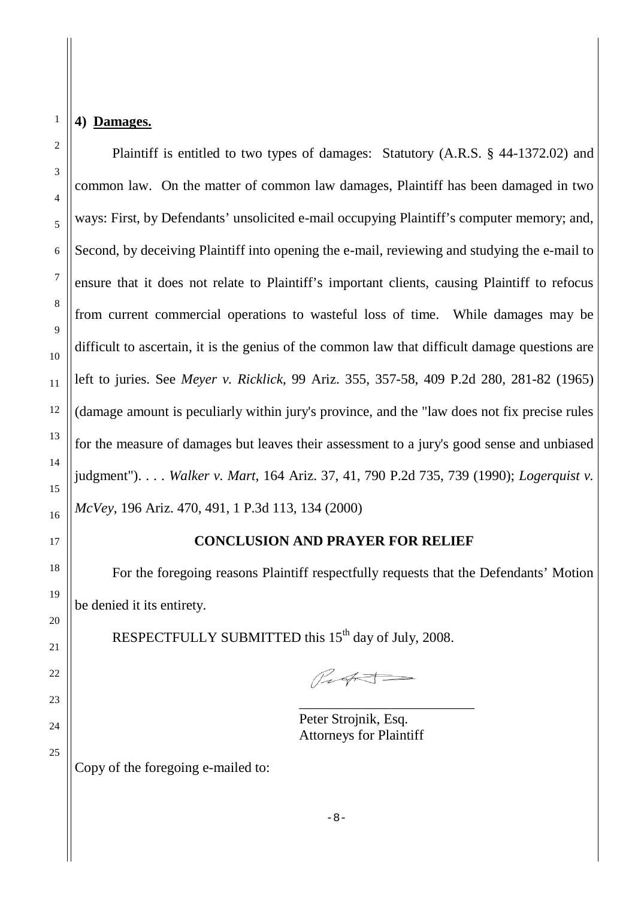**4) Damages.**

Plaintiff is entitled to two types of damages: Statutory (A.R.S. § 44-1372.02) and common law. On the matter of common law damages, Plaintiff has been damaged in two ways: First, by Defendants' unsolicited e-mail occupying Plaintiff's computer memory; and, Second, by deceiving Plaintiff into opening the e-mail, reviewing and studying the e-mail to ensure that it does not relate to Plaintiff's important clients, causing Plaintiff to refocus from current commercial operations to wasteful loss of time. While damages may be difficult to ascertain, it is the genius of the common law that difficult damage questions are left to juries. See *Meyer v. Ricklick*, 99 Ariz. 355, 357-58, 409 P.2d 280, 281-82 (1965) (damage amount is peculiarly within jury's province, and the "law does not fix precise rules for the measure of damages but leaves their assessment to a jury's good sense and unbiased judgment"). . . . *Walker v. Mart*, 164 Ariz. 37, 41, 790 P.2d 735, 739 (1990); *Logerquist v. McVey*, 196 Ariz. 470, 491, 1 P.3d 113, 134 (2000)

**CONCLUSION AND PRAYER FOR RELIEF**

For the foregoing reasons Plaintiff respectfully requests that the Defendants' Motion be denied it its entirety.

RESPECTFULLY SUBMITTED this 15th day of July, 2008.

\_\_\_\_\_\_\_\_\_\_\_\_\_\_\_\_\_\_\_\_\_\_\_\_\_\_\_\_

Peter Strojnik, Esq.
Attorneys for Plaintiff

Copy of the foregoing e-mailed to: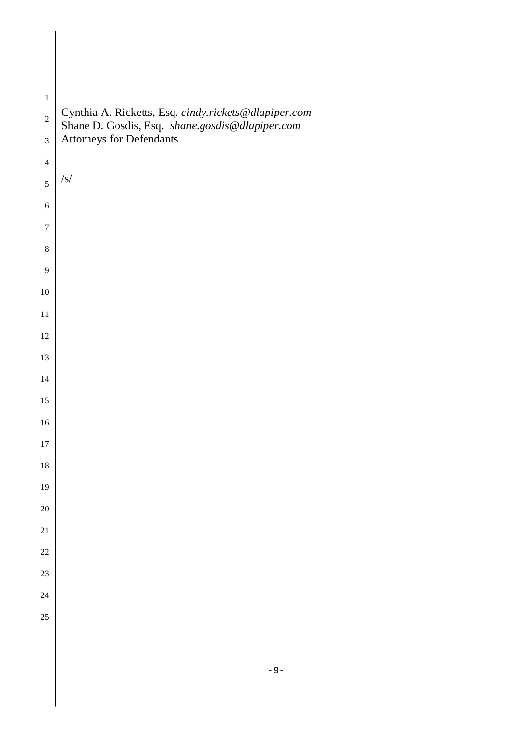Cynthia A. Ricketts, Esq. *cindy.rickets@dlapiper.com*
Shane D. Gosdis, Esq. *shane.gosdis@dlapiper.com*
Attorneys for Defendants

/s/